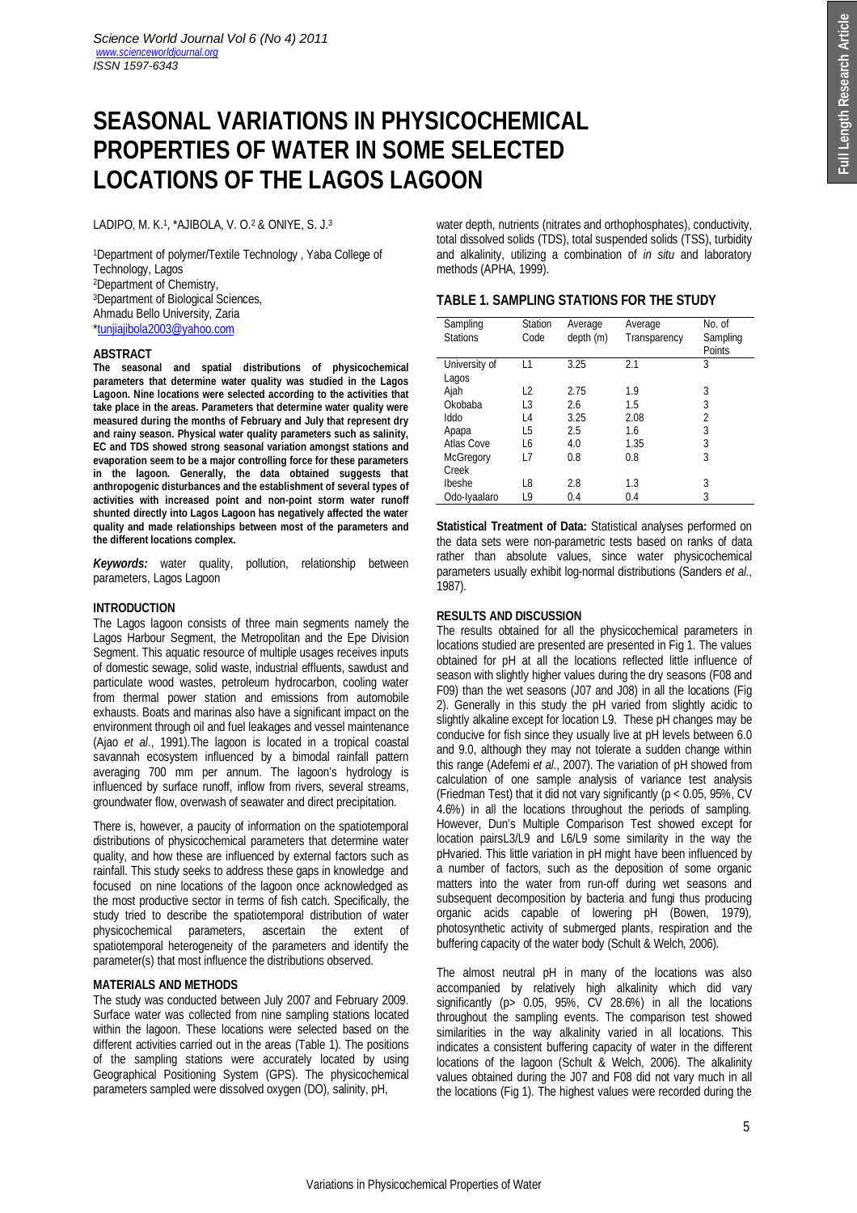# SEASONAL VARIATIONS IN PHYSICOCHEMICAL PROPERTIES OF WATER IN SOME SELECTED LOCATIONS OF THE LAGOS LAGOON

LADIPO, M. K.[1], *AJIBOLA, V. O.[2] & ONIYE, S. J.[3]

[1]Department of polymer/Textile Technology , Yaba College of Technology, Lagos
[2]Department of Chemistry,
[3]Department of Biological Sciences,
Ahmadu Bello University, Zaria
*tunjiajibola2003@yahoo.com

## ABSTRACT

**The seasonal and spatial distributions of physicochemical parameters that determine water quality was studied in the Lagos Lagoon. Nine locations were selected according to the activities that take place in the areas. Parameters that determine water quality were measured during the months of February and July that represent dry and rainy season. Physical water quality parameters such as salinity, EC and TDS showed strong seasonal variation amongst stations and evaporation seem to be a major controlling force for these parameters in the lagoon. Generally, the data obtained suggests that anthropogenic disturbances and the establishment of several types of activities with increased point and non-point storm water runoff shunted directly into Lagos Lagoon has negatively affected the water quality and made relationships between most of the parameters and the different locations complex.**

***Keywords:*** water quality, pollution, relationship between parameters, Lagos Lagoon

## INTRODUCTION

The Lagos lagoon consists of three main segments namely the Lagos Harbour Segment, the Metropolitan and the Epe Division Segment. This aquatic resource of multiple usages receives inputs of domestic sewage, solid waste, industrial effluents, sawdust and particulate wood wastes, petroleum hydrocarbon, cooling water from thermal power station and emissions from automobile exhausts. Boats and marinas also have a significant impact on the environment through oil and fuel leakages and vessel maintenance (Ajao *et al*., 1991).The lagoon is located in a tropical coastal savannah ecosystem influenced by a bimodal rainfall pattern averaging 700 mm per annum. The lagoon's hydrology is influenced by surface runoff, inflow from rivers, several streams, groundwater flow, overwash of seawater and direct precipitation.

There is, however, a paucity of information on the spatiotemporal distributions of physicochemical parameters that determine water quality, and how these are influenced by external factors such as rainfall. This study seeks to address these gaps in knowledge and focused on nine locations of the lagoon once acknowledged as the most productive sector in terms of fish catch. Specifically, the study tried to describe the spatiotemporal distribution of water physicochemical parameters, ascertain the extent of spatiotemporal heterogeneity of the parameters and identify the parameter(s) that most influence the distributions observed.

## MATERIALS AND METHODS

The study was conducted between July 2007 and February 2009. Surface water was collected from nine sampling stations located within the lagoon. These locations were selected based on the different activities carried out in the areas (Table 1). The positions of the sampling stations were accurately located by using Geographical Positioning System (GPS). The physicochemical parameters sampled were dissolved oxygen (DO), salinity, pH, water depth, nutrients (nitrates and orthophosphates), conductivity, total dissolved solids (TDS), total suspended solids (TSS), turbidity and alkalinity, utilizing a combination of *in situ* and laboratory methods (APHA, 1999).

### TABLE 1. SAMPLING STATIONS FOR THE STUDY

| Sampling Stations | Station Code | Average depth (m) | Average Transparency | No. of Sampling Points |
|---|---|---|---|---|
| University of Lagos | L1 | 3.25 | 2.1 | 3 |
| Ajah | L2 | 2.75 | 1.9 | 3 |
| Okobaba | L3 | 2.6 | 1.5 | 3 |
| Iddo | L4 | 3.25 | 2.08 | 2 |
| Apapa | L5 | 2.5 | 1.6 | 3 |
| Atlas Cove | L6 | 4.0 | 1.35 | 3 |
| McGregory Creek | L7 | 0.8 | 0.8 | 3 |
| Ibeshe | L8 | 2.8 | 1.3 | 3 |
| Odo-Iyaalaro | L9 | 0.4 | 0.4 | 3 |

**Statistical Treatment of Data:** Statistical analyses performed on the data sets were non-parametric tests based on ranks of data rather than absolute values, since water physicochemical parameters usually exhibit log-normal distributions (Sanders *et al*., 1987).

## RESULTS AND DISCUSSION

The results obtained for all the physicochemical parameters in locations studied are presented are presented in Fig 1. The values obtained for pH at all the locations reflected little influence of season with slightly higher values during the dry seasons (F08 and F09) than the wet seasons (J07 and J08) in all the locations (Fig 2). Generally in this study the pH varied from slightly acidic to slightly alkaline except for location L9. These pH changes may be conducive for fish since they usually live at pH levels between 6.0 and 9.0, although they may not tolerate a sudden change within this range (Adefemi *et al*., 2007). The variation of pH showed from calculation of one sample analysis of variance test analysis (Friedman Test) that it did not vary significantly ($p < 0.05$, 95%, CV 4.6%) in all the locations throughout the periods of sampling. However, Dun's Multiple Comparison Test showed except for location pairsL3/L9 and L6/L9 some similarity in the way the pHvaried. This little variation in pH might have been influenced by a number of factors, such as the deposition of some organic matters into the water from run-off during wet seasons and subsequent decomposition by bacteria and fungi thus producing organic acids capable of lowering pH (Bowen, 1979), photosynthetic activity of submerged plants, respiration and the buffering capacity of the water body (Schult & Welch, 2006).

The almost neutral pH in many of the locations was also accompanied by relatively high alkalinity which did vary significantly ($p > 0.05$, 95%, CV 28.6%) in all the locations throughout the sampling events. The comparison test showed similarities in the way alkalinity varied in all locations. This indicates a consistent buffering capacity of water in the different locations of the lagoon (Schult & Welch, 2006). The alkalinity values obtained during the J07 and F08 did not vary much in all the locations (Fig 1). The highest values were recorded during the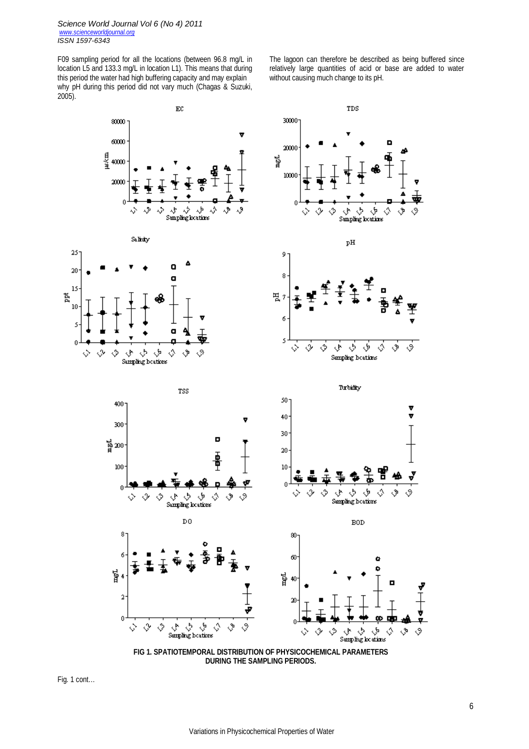F09 sampling period for all the locations (between 96.8 mg/L in location L5 and 133.3 mg/L in location L1). This means that during this period the water had high buffering capacity and may explain why pH during this period did not vary much (Chagas & Suzuki, 2005). The lagoon can therefore be described as being buffered since relatively large quantities of acid or base are added to water without causing much change to its pH.

**FIG 1. SPATIOTEMPORAL DISTRIBUTION OF PHYSICOCHEMICAL PARAMETERS DURING THE SAMPLING PERIODS.**

Fig. 1 cont…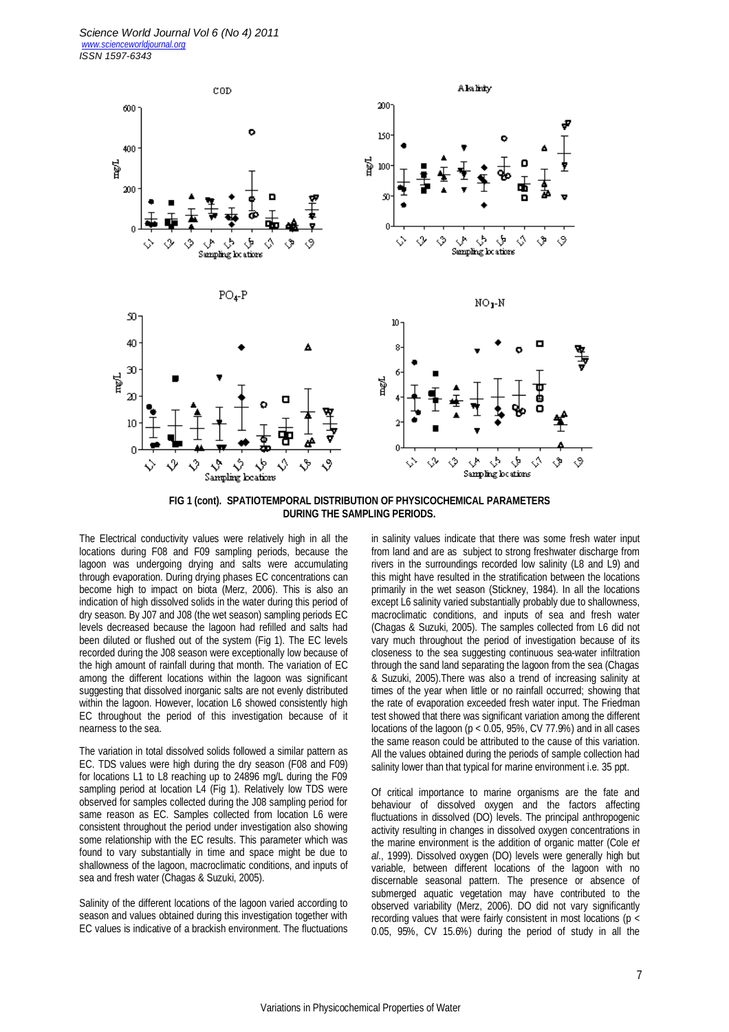FIG 1 (cont). SPATIOTEMPORAL DISTRIBUTION OF PHYSICOCHEMICAL PARAMETERS DURING THE SAMPLING PERIODS.

The Electrical conductivity values were relatively high in all the locations during F08 and F09 sampling periods, because the lagoon was undergoing drying and salts were accumulating through evaporation. During drying phases EC concentrations can become high to impact on biota (Merz, 2006). This is also an indication of high dissolved solids in the water during this period of dry season. By J07 and J08 (the wet season) sampling periods EC levels decreased because the lagoon had refilled and salts had been diluted or flushed out of the system (Fig 1). The EC levels recorded during the J08 season were exceptionally low because of the high amount of rainfall during that month. The variation of EC among the different locations within the lagoon was significant suggesting that dissolved inorganic salts are not evenly distributed within the lagoon. However, location L6 showed consistently high EC throughout the period of this investigation because of it nearness to the sea.

The variation in total dissolved solids followed a similar pattern as EC. TDS values were high during the dry season (F08 and F09) for locations L1 to L8 reaching up to 24896 mg/L during the F09 sampling period at location L4 (Fig 1). Relatively low TDS were observed for samples collected during the J08 sampling period for same reason as EC. Samples collected from location L6 were consistent throughout the period under investigation also showing some relationship with the EC results. This parameter which was found to vary substantially in time and space might be due to shallowness of the lagoon, macroclimatic conditions, and inputs of sea and fresh water (Chagas & Suzuki, 2005).

Salinity of the different locations of the lagoon varied according to season and values obtained during this investigation together with EC values is indicative of a brackish environment. The fluctuations in salinity values indicate that there was some fresh water input from land and are as subject to strong freshwater discharge from rivers in the surroundings recorded low salinity (L8 and L9) and this might have resulted in the stratification between the locations primarily in the wet season (Stickney, 1984). In all the locations except L6 salinity varied substantially probably due to shallowness, macroclimatic conditions, and inputs of sea and fresh water (Chagas & Suzuki, 2005). The samples collected from L6 did not vary much throughout the period of investigation because of its closeness to the sea suggesting continuous sea-water infiltration through the sand land separating the lagoon from the sea (Chagas & Suzuki, 2005).There was also a trend of increasing salinity at times of the year when little or no rainfall occurred; showing that the rate of evaporation exceeded fresh water input. The Friedman test showed that there was significant variation among the different locations of the lagoon ($p < 0.05$, 95%, CV 77.9%) and in all cases the same reason could be attributed to the cause of this variation. All the values obtained during the periods of sample collection had salinity lower than that typical for marine environment i.e. 35 ppt.

Of critical importance to marine organisms are the fate and behaviour of dissolved oxygen and the factors affecting fluctuations in dissolved (DO) levels. The principal anthropogenic activity resulting in changes in dissolved oxygen concentrations in the marine environment is the addition of organic matter (Cole *et al*., 1999). Dissolved oxygen (DO) levels were generally high but variable, between different locations of the lagoon with no discernable seasonal pattern. The presence or absence of submerged aquatic vegetation may have contributed to the observed variability (Merz, 2006). DO did not vary significantly recording values that were fairly consistent in most locations ($p < 0.05$, 95%, CV 15.6%) during the period of study in all the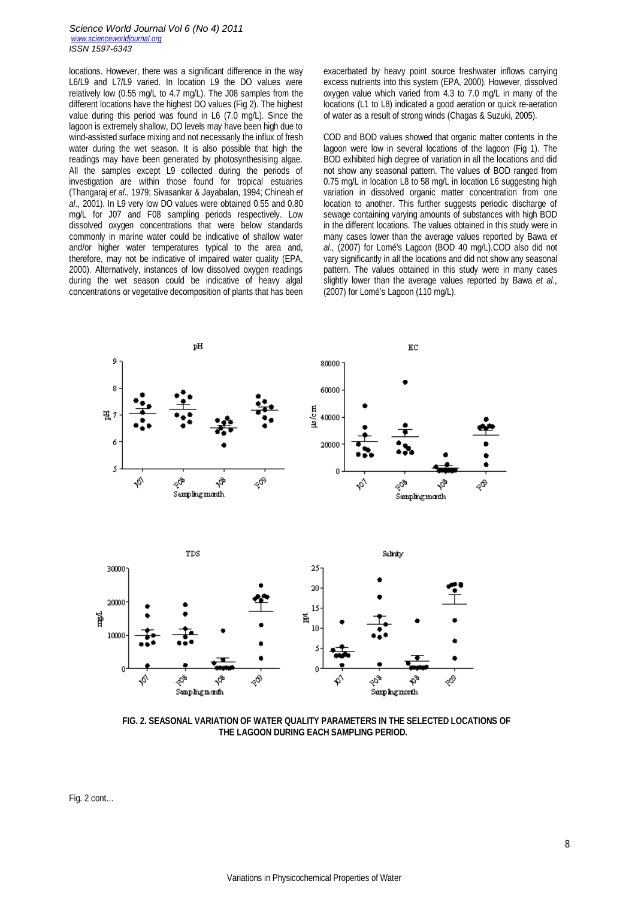locations. However, there was a significant difference in the way L6/L9 and L7/L9 varied. In location L9 the DO values were relatively low (0.55 mg/L to 4.7 mg/L). The J08 samples from the different locations have the highest DO values (Fig 2). The highest value during this period was found in L6 (7.0 mg/L). Since the lagoon is extremely shallow, DO levels may have been high due to wind-assisted surface mixing and not necessarily the influx of fresh water during the wet season. It is also possible that high the readings may have been generated by photosynthesising algae. All the samples except L9 collected during the periods of investigation are within those found for tropical estuaries (Thangaraj *et al*., 1979; Sivasankar & Jayabalan, 1994; Chineah *et al*., 2001). In L9 very low DO values were obtained 0.55 and 0.80 mg/L for J07 and F08 sampling periods respectively. Low dissolved oxygen concentrations that were below standards commonly in marine water could be indicative of shallow water and/or higher water temperatures typical to the area and, therefore, may not be indicative of impaired water quality (EPA, 2000). Alternatively, instances of low dissolved oxygen readings during the wet season could be indicative of heavy algal concentrations or vegetative decomposition of plants that has been exacerbated by heavy point source freshwater inflows carrying excess nutrients into this system (EPA, 2000). However, dissolved oxygen value which varied from 4.3 to 7.0 mg/L in many of the locations (L1 to L8) indicated a good aeration or quick re-aeration of water as a result of strong winds (Chagas & Suzuki, 2005).

COD and BOD values showed that organic matter contents in the lagoon were low in several locations of the lagoon (Fig 1). The BOD exhibited high degree of variation in all the locations and did not show any seasonal pattern. The values of BOD ranged from 0.75 mg/L in location L8 to 58 mg/L in location L6 suggesting high variation in dissolved organic matter concentration from one location to another. This further suggests periodic discharge of sewage containing varying amounts of substances with high BOD in the different locations. The values obtained in this study were in many cases lower than the average values reported by Bawa *et al*., (2007) for Lomé's Lagoon (BOD 40 mg/L).COD also did not vary significantly in all the locations and did not show any seasonal pattern. The values obtained in this study were in many cases slightly lower than the average values reported by Bawa *et al*., (2007) for Lomé's Lagoon (110 mg/L).

**FIG. 2. SEASONAL VARIATION OF WATER QUALITY PARAMETERS IN THE SELECTED LOCATIONS OF THE LAGOON DURING EACH SAMPLING PERIOD.**

Fig. 2 cont…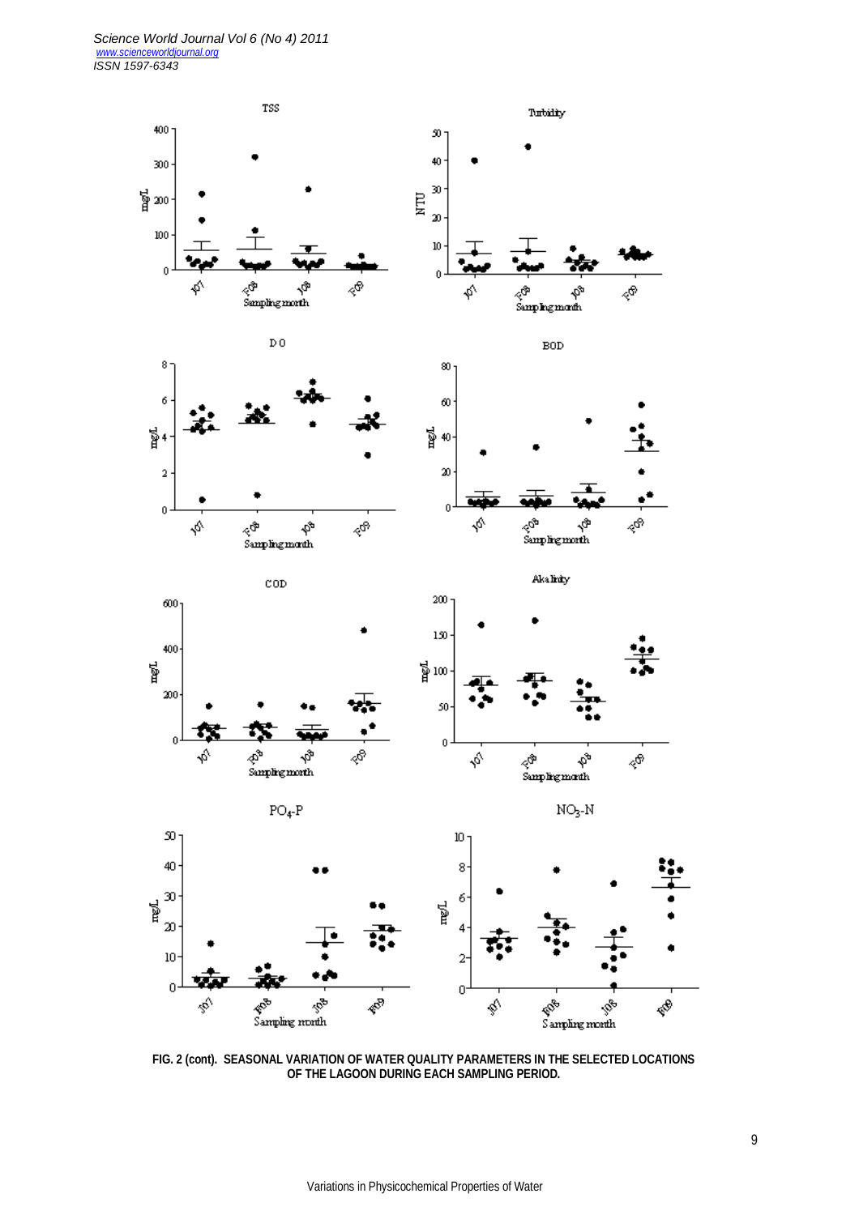FIG. 2 (cont). SEASONAL VARIATION OF WATER QUALITY PARAMETERS IN THE SELECTED LOCATIONS OF THE LAGOON DURING EACH SAMPLING PERIOD.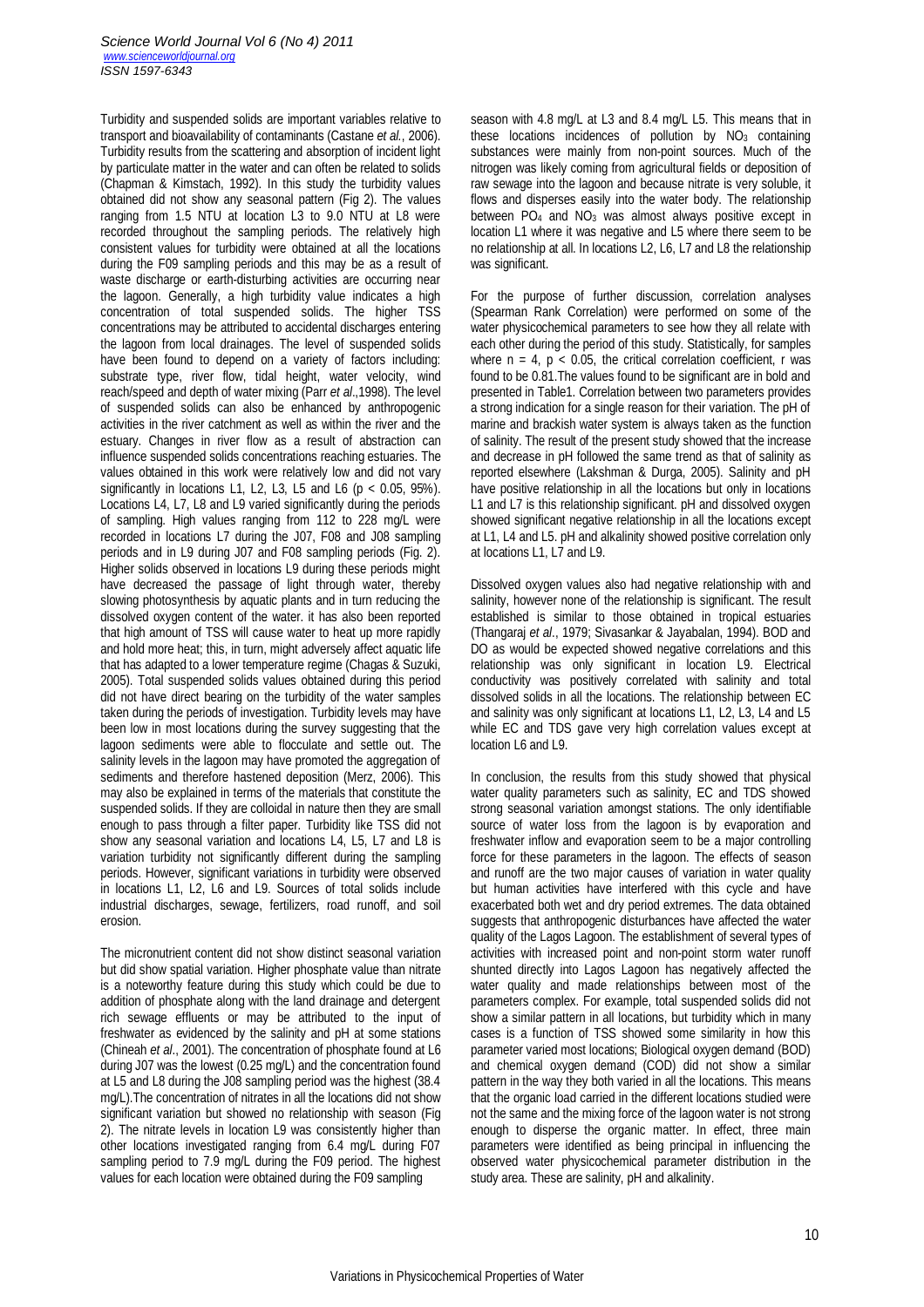Turbidity and suspended solids are important variables relative to transport and bioavailability of contaminants (Castane *et al.*, 2006). Turbidity results from the scattering and absorption of incident light by particulate matter in the water and can often be related to solids (Chapman & Kimstach, 1992). In this study the turbidity values obtained did not show any seasonal pattern (Fig 2). The values ranging from 1.5 NTU at location L3 to 9.0 NTU at L8 were recorded throughout the sampling periods. The relatively high consistent values for turbidity were obtained at all the locations during the F09 sampling periods and this may be as a result of waste discharge or earth-disturbing activities are occurring near the lagoon. Generally, a high turbidity value indicates a high concentration of total suspended solids. The higher TSS concentrations may be attributed to accidental discharges entering the lagoon from local drainages. The level of suspended solids have been found to depend on a variety of factors including: substrate type, river flow, tidal height, water velocity, wind reach/speed and depth of water mixing (Parr *et al*.,1998). The level of suspended solids can also be enhanced by anthropogenic activities in the river catchment as well as within the river and the estuary. Changes in river flow as a result of abstraction can influence suspended solids concentrations reaching estuaries. The values obtained in this work were relatively low and did not vary significantly in locations L1, L2, L3, L5 and L6 ($p < 0.05$, 95%). Locations L4, L7, L8 and L9 varied significantly during the periods of sampling. High values ranging from 112 to 228 mg/L were recorded in locations L7 during the J07, F08 and J08 sampling periods and in L9 during J07 and F08 sampling periods (Fig. 2). Higher solids observed in locations L9 during these periods might have decreased the passage of light through water, thereby slowing photosynthesis by aquatic plants and in turn reducing the dissolved oxygen content of the water. it has also been reported that high amount of TSS will cause water to heat up more rapidly and hold more heat; this, in turn, might adversely affect aquatic life that has adapted to a lower temperature regime (Chagas & Suzuki, 2005). Total suspended solids values obtained during this period did not have direct bearing on the turbidity of the water samples taken during the periods of investigation. Turbidity levels may have been low in most locations during the survey suggesting that the lagoon sediments were able to flocculate and settle out. The salinity levels in the lagoon may have promoted the aggregation of sediments and therefore hastened deposition (Merz, 2006). This may also be explained in terms of the materials that constitute the suspended solids. If they are colloidal in nature then they are small enough to pass through a filter paper. Turbidity like TSS did not show any seasonal variation and locations L4, L5, L7 and L8 is variation turbidity not significantly different during the sampling periods. However, significant variations in turbidity were observed in locations L1, L2, L6 and L9. Sources of total solids include industrial discharges, sewage, fertilizers, road runoff, and soil erosion.

The micronutrient content did not show distinct seasonal variation but did show spatial variation. Higher phosphate value than nitrate is a noteworthy feature during this study which could be due to addition of phosphate along with the land drainage and detergent rich sewage effluents or may be attributed to the input of freshwater as evidenced by the salinity and pH at some stations (Chineah *et al*., 2001). The concentration of phosphate found at L6 during J07 was the lowest (0.25 mg/L) and the concentration found at L5 and L8 during the J08 sampling period was the highest (38.4 mg/L).The concentration of nitrates in all the locations did not show significant variation but showed no relationship with season (Fig 2). The nitrate levels in location L9 was consistently higher than other locations investigated ranging from 6.4 mg/L during F07 sampling period to 7.9 mg/L during the F09 period. The highest values for each location were obtained during the F09 sampling season with 4.8 mg/L at L3 and 8.4 mg/L L5. This means that in these locations incidences of pollution by $NO_3$ containing substances were mainly from non-point sources. Much of the nitrogen was likely coming from agricultural fields or deposition of raw sewage into the lagoon and because nitrate is very soluble, it flows and disperses easily into the water body. The relationship between $PO_4$ and $NO_3$ was almost always positive except in location L1 where it was negative and L5 where there seem to be no relationship at all. In locations L2, L6, L7 and L8 the relationship was significant.

For the purpose of further discussion, correlation analyses (Spearman Rank Correlation) were performed on some of the water physicochemical parameters to see how they all relate with each other during the period of this study. Statistically, for samples where $n = 4$, $p < 0.05$, the critical correlation coefficient, r was found to be 0.81.The values found to be significant are in bold and presented in Table1. Correlation between two parameters provides a strong indication for a single reason for their variation. The pH of marine and brackish water system is always taken as the function of salinity. The result of the present study showed that the increase and decrease in pH followed the same trend as that of salinity as reported elsewhere (Lakshman & Durga, 2005). Salinity and pH have positive relationship in all the locations but only in locations L1 and L7 is this relationship significant. pH and dissolved oxygen showed significant negative relationship in all the locations except at L1, L4 and L5. pH and alkalinity showed positive correlation only at locations L1, L7 and L9.

Dissolved oxygen values also had negative relationship with and salinity, however none of the relationship is significant. The result established is similar to those obtained in tropical estuaries (Thangaraj *et al*., 1979; Sivasankar & Jayabalan, 1994). BOD and DO as would be expected showed negative correlations and this relationship was only significant in location L9. Electrical conductivity was positively correlated with salinity and total dissolved solids in all the locations. The relationship between EC and salinity was only significant at locations L1, L2, L3, L4 and L5 while EC and TDS gave very high correlation values except at location L6 and L9.

In conclusion, the results from this study showed that physical water quality parameters such as salinity, EC and TDS showed strong seasonal variation amongst stations. The only identifiable source of water loss from the lagoon is by evaporation and freshwater inflow and evaporation seem to be a major controlling force for these parameters in the lagoon. The effects of season and runoff are the two major causes of variation in water quality but human activities have interfered with this cycle and have exacerbated both wet and dry period extremes. The data obtained suggests that anthropogenic disturbances have affected the water quality of the Lagos Lagoon. The establishment of several types of activities with increased point and non-point storm water runoff shunted directly into Lagos Lagoon has negatively affected the water quality and made relationships between most of the parameters complex. For example, total suspended solids did not show a similar pattern in all locations, but turbidity which in many cases is a function of TSS showed some similarity in how this parameter varied most locations; Biological oxygen demand (BOD) and chemical oxygen demand (COD) did not show a similar pattern in the way they both varied in all the locations. This means that the organic load carried in the different locations studied were not the same and the mixing force of the lagoon water is not strong enough to disperse the organic matter. In effect, three main parameters were identified as being principal in influencing the observed water physicochemical parameter distribution in the study area. These are salinity, pH and alkalinity.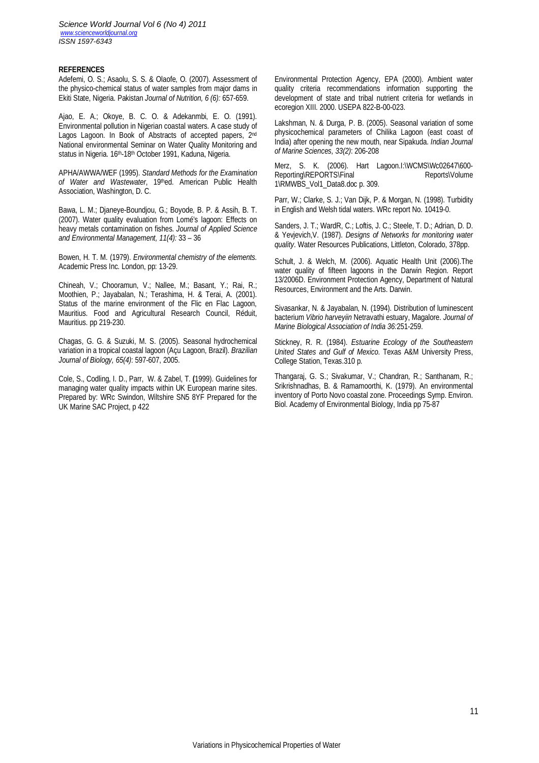**REFERENCES**

Adefemi, O. S.; Asaolu, S. S. & Olaofe, O. (2007). Assessment of the physico-chemical status of water samples from major dams in Ekiti State, Nigeria. Pakistan *Journal of Nutrition, 6 (6):* 657-659.

Ajao, E. A.; Okoye, B. C. O. & Adekanmbi, E. O. (1991). Environmental pollution in Nigerian coastal waters. A case study of Lagos Lagoon. In Book of Abstracts of accepted papers, 2nd National environmental Seminar on Water Quality Monitoring and status in Nigeria. 16th-18th October 1991, Kaduna, Nigeria.

APHA/AWWA/WEF (1995). *Standard Methods for the Examination of Water and Wastewater*, 19thed. American Public Health Association, Washington, D. C.

Bawa, L. M.; Djaneye-Boundjou, G.; Boyode, B. P. & Assih, B. T. (2007). Water quality evaluation from Lomé's lagoon: Effects on heavy metals contamination on fishes. *Journal of Applied Science and Environmental Management, 11(4):* 33 – 36

Bowen, H. T. M. (1979). *Environmental chemistry of the elements.* Academic Press Inc. London, pp: 13-29.

Chineah, V.; Chooramun, V.; Nallee, M.; Basant, Y.; Rai, R.; Moothien, P.; Jayabalan, N.; Terashima, H. & Terai, A. (2001). Status of the marine environment of the Flic en Flac Lagoon, Mauritius. Food and Agricultural Research Council, Réduit, Mauritius. pp 219-230.

Chagas, G. G. & Suzuki, M. S. (2005). Seasonal hydrochemical variation in a tropical coastal lagoon (Açu Lagoon, Brazil). *Brazilian Journal of Biology, 65(4)*: 597-607, 2005.

Cole, S., Codling, I. D., Parr, W. & Zabel, T. **(**1999). Guidelines for managing water quality impacts within UK European marine sites. Prepared by: WRc Swindon, Wiltshire SN5 8YF Prepared for the UK Marine SAC Project, p 422

Environmental Protection Agency, EPA (2000). Ambient water quality criteria recommendations information supporting the development of state and tribal nutrient criteria for wetlands in ecoregion XIII. 2000. USEPA 822-B-00-023.

Lakshman, N. & Durga, P. B. (2005). Seasonal variation of some physicochemical parameters of Chilika Lagoon (east coast of India) after opening the new mouth, near Sipakuda. *Indian Journal of Marine Sciences, 33(2)*: 206-208

Merz, S. K. (2006). Hart Lagoon.I:\WCMS\Wc02647\600-Reporting\REPORTS\Final Reports\Volume 1\RMWBS_Vol1_Data8.doc p. 309.

Parr, W.; Clarke, S. J.; Van Dijk, P. & Morgan, N. (1998). Turbidity in English and Welsh tidal waters. WRc report No. 10419-0.

Sanders, J. T.; WardR, C.; Loftis, J. C.; Steele, T. D.; Adrian, D. D. & Yevjevich,V. (1987). *Designs of Networks for monitoring water quality*. Water Resources Publications, Littleton, Colorado, 378pp.

Schult, J. & Welch, M. (2006). Aquatic Health Unit (2006).The water quality of fifteen lagoons in the Darwin Region. Report 13/2006D. Environment Protection Agency, Department of Natural Resources, Environment and the Arts. Darwin.

Sivasankar, N. & Jayabalan, N. (1994). Distribution of luminescent bacterium *Vibrio harveyiin* Netravathi estuary, Magalore. *Journal of Marine Biological Association of India 36*:251-259.

Stickney, R. R. (1984). *Estuarine Ecology of the Southeastern United States and Gulf of Mexico*. Texas A&M University Press, College Station, Texas.310 p.

Thangaraj, G. S.; Sivakumar, V.; Chandran, R.; Santhanam, R.; Srikrishnadhas, B. & Ramamoorthi, K. (1979). An environmental inventory of Porto Novo coastal zone. Proceedings Symp. Environ. Biol. Academy of Environmental Biology, India pp 75-87